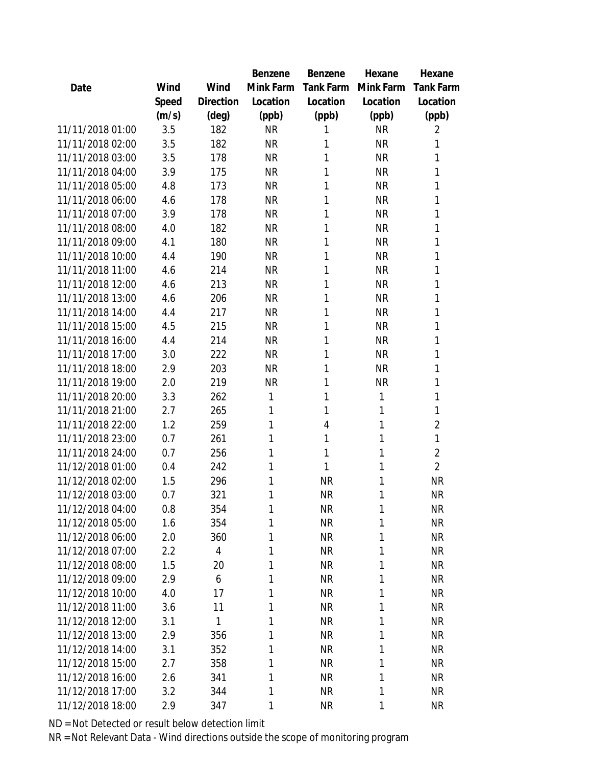| Date | Wind Speed (m/s) | Wind Direction (deg) | Benzene Mink Farm Location (ppb) | Benzene Tank Farm Location (ppb) | Hexane Mink Farm Location (ppb) | Hexane Tank Farm Location (ppb) |
|---|---|---|---|---|---|---|
| 11/11/2018 01:00 | 3.5 | 182 | NR | 1 | NR | 2 |
| 11/11/2018 02:00 | 3.5 | 182 | NR | 1 | NR | 1 |
| 11/11/2018 03:00 | 3.5 | 178 | NR | 1 | NR | 1 |
| 11/11/2018 04:00 | 3.9 | 175 | NR | 1 | NR | 1 |
| 11/11/2018 05:00 | 4.8 | 173 | NR | 1 | NR | 1 |
| 11/11/2018 06:00 | 4.6 | 178 | NR | 1 | NR | 1 |
| 11/11/2018 07:00 | 3.9 | 178 | NR | 1 | NR | 1 |
| 11/11/2018 08:00 | 4.0 | 182 | NR | 1 | NR | 1 |
| 11/11/2018 09:00 | 4.1 | 180 | NR | 1 | NR | 1 |
| 11/11/2018 10:00 | 4.4 | 190 | NR | 1 | NR | 1 |
| 11/11/2018 11:00 | 4.6 | 214 | NR | 1 | NR | 1 |
| 11/11/2018 12:00 | 4.6 | 213 | NR | 1 | NR | 1 |
| 11/11/2018 13:00 | 4.6 | 206 | NR | 1 | NR | 1 |
| 11/11/2018 14:00 | 4.4 | 217 | NR | 1 | NR | 1 |
| 11/11/2018 15:00 | 4.5 | 215 | NR | 1 | NR | 1 |
| 11/11/2018 16:00 | 4.4 | 214 | NR | 1 | NR | 1 |
| 11/11/2018 17:00 | 3.0 | 222 | NR | 1 | NR | 1 |
| 11/11/2018 18:00 | 2.9 | 203 | NR | 1 | NR | 1 |
| 11/11/2018 19:00 | 2.0 | 219 | NR | 1 | NR | 1 |
| 11/11/2018 20:00 | 3.3 | 262 | 1 | 1 | 1 | 1 |
| 11/11/2018 21:00 | 2.7 | 265 | 1 | 1 | 1 | 1 |
| 11/11/2018 22:00 | 1.2 | 259 | 1 | 4 | 1 | 2 |
| 11/11/2018 23:00 | 0.7 | 261 | 1 | 1 | 1 | 1 |
| 11/11/2018 24:00 | 0.7 | 256 | 1 | 1 | 1 | 2 |
| 11/12/2018 01:00 | 0.4 | 242 | 1 | 1 | 1 | 2 |
| 11/12/2018 02:00 | 1.5 | 296 | 1 | NR | 1 | NR |
| 11/12/2018 03:00 | 0.7 | 321 | 1 | NR | 1 | NR |
| 11/12/2018 04:00 | 0.8 | 354 | 1 | NR | 1 | NR |
| 11/12/2018 05:00 | 1.6 | 354 | 1 | NR | 1 | NR |
| 11/12/2018 06:00 | 2.0 | 360 | 1 | NR | 1 | NR |
| 11/12/2018 07:00 | 2.2 | 4 | 1 | NR | 1 | NR |
| 11/12/2018 08:00 | 1.5 | 20 | 1 | NR | 1 | NR |
| 11/12/2018 09:00 | 2.9 | 6 | 1 | NR | 1 | NR |
| 11/12/2018 10:00 | 4.0 | 17 | 1 | NR | 1 | NR |
| 11/12/2018 11:00 | 3.6 | 11 | 1 | NR | 1 | NR |
| 11/12/2018 12:00 | 3.1 | 1 | 1 | NR | 1 | NR |
| 11/12/2018 13:00 | 2.9 | 356 | 1 | NR | 1 | NR |
| 11/12/2018 14:00 | 3.1 | 352 | 1 | NR | 1 | NR |
| 11/12/2018 15:00 | 2.7 | 358 | 1 | NR | 1 | NR |
| 11/12/2018 16:00 | 2.6 | 341 | 1 | NR | 1 | NR |
| 11/12/2018 17:00 | 3.2 | 344 | 1 | NR | 1 | NR |
| 11/12/2018 18:00 | 2.9 | 347 | 1 | NR | 1 | NR |

ND = Not Detected or result below detection limit

NR = Not Relevant Data - Wind directions outside the scope of monitoring program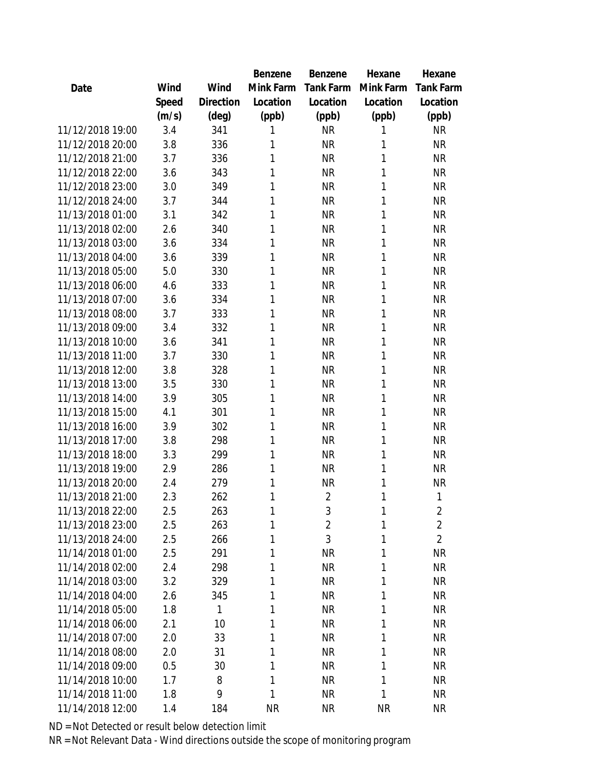| Date | Wind Speed (m/s) | Wind Direction (deg) | Benzene Mink Farm Location (ppb) | Benzene Tank Farm Location (ppb) | Hexane Mink Farm Location (ppb) | Hexane Tank Farm Location (ppb) |
|---|---|---|---|---|---|---|
| 11/12/2018 19:00 | 3.4 | 341 | 1 | NR | 1 | NR |
| 11/12/2018 20:00 | 3.8 | 336 | 1 | NR | 1 | NR |
| 11/12/2018 21:00 | 3.7 | 336 | 1 | NR | 1 | NR |
| 11/12/2018 22:00 | 3.6 | 343 | 1 | NR | 1 | NR |
| 11/12/2018 23:00 | 3.0 | 349 | 1 | NR | 1 | NR |
| 11/12/2018 24:00 | 3.7 | 344 | 1 | NR | 1 | NR |
| 11/13/2018 01:00 | 3.1 | 342 | 1 | NR | 1 | NR |
| 11/13/2018 02:00 | 2.6 | 340 | 1 | NR | 1 | NR |
| 11/13/2018 03:00 | 3.6 | 334 | 1 | NR | 1 | NR |
| 11/13/2018 04:00 | 3.6 | 339 | 1 | NR | 1 | NR |
| 11/13/2018 05:00 | 5.0 | 330 | 1 | NR | 1 | NR |
| 11/13/2018 06:00 | 4.6 | 333 | 1 | NR | 1 | NR |
| 11/13/2018 07:00 | 3.6 | 334 | 1 | NR | 1 | NR |
| 11/13/2018 08:00 | 3.7 | 333 | 1 | NR | 1 | NR |
| 11/13/2018 09:00 | 3.4 | 332 | 1 | NR | 1 | NR |
| 11/13/2018 10:00 | 3.6 | 341 | 1 | NR | 1 | NR |
| 11/13/2018 11:00 | 3.7 | 330 | 1 | NR | 1 | NR |
| 11/13/2018 12:00 | 3.8 | 328 | 1 | NR | 1 | NR |
| 11/13/2018 13:00 | 3.5 | 330 | 1 | NR | 1 | NR |
| 11/13/2018 14:00 | 3.9 | 305 | 1 | NR | 1 | NR |
| 11/13/2018 15:00 | 4.1 | 301 | 1 | NR | 1 | NR |
| 11/13/2018 16:00 | 3.9 | 302 | 1 | NR | 1 | NR |
| 11/13/2018 17:00 | 3.8 | 298 | 1 | NR | 1 | NR |
| 11/13/2018 18:00 | 3.3 | 299 | 1 | NR | 1 | NR |
| 11/13/2018 19:00 | 2.9 | 286 | 1 | NR | 1 | NR |
| 11/13/2018 20:00 | 2.4 | 279 | 1 | NR | 1 | NR |
| 11/13/2018 21:00 | 2.3 | 262 | 1 | 2 | 1 | 1 |
| 11/13/2018 22:00 | 2.5 | 263 | 1 | 3 | 1 | 2 |
| 11/13/2018 23:00 | 2.5 | 263 | 1 | 2 | 1 | 2 |
| 11/13/2018 24:00 | 2.5 | 266 | 1 | 3 | 1 | 2 |
| 11/14/2018 01:00 | 2.5 | 291 | 1 | NR | 1 | NR |
| 11/14/2018 02:00 | 2.4 | 298 | 1 | NR | 1 | NR |
| 11/14/2018 03:00 | 3.2 | 329 | 1 | NR | 1 | NR |
| 11/14/2018 04:00 | 2.6 | 345 | 1 | NR | 1 | NR |
| 11/14/2018 05:00 | 1.8 | 1 | 1 | NR | 1 | NR |
| 11/14/2018 06:00 | 2.1 | 10 | 1 | NR | 1 | NR |
| 11/14/2018 07:00 | 2.0 | 33 | 1 | NR | 1 | NR |
| 11/14/2018 08:00 | 2.0 | 31 | 1 | NR | 1 | NR |
| 11/14/2018 09:00 | 0.5 | 30 | 1 | NR | 1 | NR |
| 11/14/2018 10:00 | 1.7 | 8 | 1 | NR | 1 | NR |
| 11/14/2018 11:00 | 1.8 | 9 | 1 | NR | 1 | NR |
| 11/14/2018 12:00 | 1.4 | 184 | NR | NR | NR | NR |

ND = Not Detected or result below detection limit

NR = Not Relevant Data - Wind directions outside the scope of monitoring program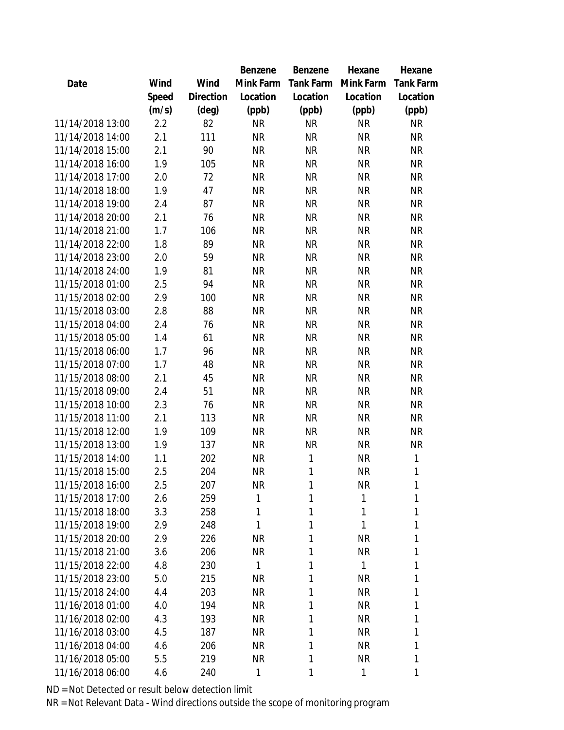| Date | Wind Speed (m/s) | Wind Direction (deg) | Benzene Mink Farm Location (ppb) | Benzene Tank Farm Location (ppb) | Hexane Mink Farm Location (ppb) | Hexane Tank Farm Location (ppb) |
|---|---|---|---|---|---|---|
| 11/14/2018 13:00 | 2.2 | 82 | NR | NR | NR | NR |
| 11/14/2018 14:00 | 2.1 | 111 | NR | NR | NR | NR |
| 11/14/2018 15:00 | 2.1 | 90 | NR | NR | NR | NR |
| 11/14/2018 16:00 | 1.9 | 105 | NR | NR | NR | NR |
| 11/14/2018 17:00 | 2.0 | 72 | NR | NR | NR | NR |
| 11/14/2018 18:00 | 1.9 | 47 | NR | NR | NR | NR |
| 11/14/2018 19:00 | 2.4 | 87 | NR | NR | NR | NR |
| 11/14/2018 20:00 | 2.1 | 76 | NR | NR | NR | NR |
| 11/14/2018 21:00 | 1.7 | 106 | NR | NR | NR | NR |
| 11/14/2018 22:00 | 1.8 | 89 | NR | NR | NR | NR |
| 11/14/2018 23:00 | 2.0 | 59 | NR | NR | NR | NR |
| 11/14/2018 24:00 | 1.9 | 81 | NR | NR | NR | NR |
| 11/15/2018 01:00 | 2.5 | 94 | NR | NR | NR | NR |
| 11/15/2018 02:00 | 2.9 | 100 | NR | NR | NR | NR |
| 11/15/2018 03:00 | 2.8 | 88 | NR | NR | NR | NR |
| 11/15/2018 04:00 | 2.4 | 76 | NR | NR | NR | NR |
| 11/15/2018 05:00 | 1.4 | 61 | NR | NR | NR | NR |
| 11/15/2018 06:00 | 1.7 | 96 | NR | NR | NR | NR |
| 11/15/2018 07:00 | 1.7 | 48 | NR | NR | NR | NR |
| 11/15/2018 08:00 | 2.1 | 45 | NR | NR | NR | NR |
| 11/15/2018 09:00 | 2.4 | 51 | NR | NR | NR | NR |
| 11/15/2018 10:00 | 2.3 | 76 | NR | NR | NR | NR |
| 11/15/2018 11:00 | 2.1 | 113 | NR | NR | NR | NR |
| 11/15/2018 12:00 | 1.9 | 109 | NR | NR | NR | NR |
| 11/15/2018 13:00 | 1.9 | 137 | NR | NR | NR | NR |
| 11/15/2018 14:00 | 1.1 | 202 | NR | 1 | NR | 1 |
| 11/15/2018 15:00 | 2.5 | 204 | NR | 1 | NR | 1 |
| 11/15/2018 16:00 | 2.5 | 207 | NR | 1 | NR | 1 |
| 11/15/2018 17:00 | 2.6 | 259 | 1 | 1 | 1 | 1 |
| 11/15/2018 18:00 | 3.3 | 258 | 1 | 1 | 1 | 1 |
| 11/15/2018 19:00 | 2.9 | 248 | 1 | 1 | 1 | 1 |
| 11/15/2018 20:00 | 2.9 | 226 | NR | 1 | NR | 1 |
| 11/15/2018 21:00 | 3.6 | 206 | NR | 1 | NR | 1 |
| 11/15/2018 22:00 | 4.8 | 230 | 1 | 1 | 1 | 1 |
| 11/15/2018 23:00 | 5.0 | 215 | NR | 1 | NR | 1 |
| 11/15/2018 24:00 | 4.4 | 203 | NR | 1 | NR | 1 |
| 11/16/2018 01:00 | 4.0 | 194 | NR | 1 | NR | 1 |
| 11/16/2018 02:00 | 4.3 | 193 | NR | 1 | NR | 1 |
| 11/16/2018 03:00 | 4.5 | 187 | NR | 1 | NR | 1 |
| 11/16/2018 04:00 | 4.6 | 206 | NR | 1 | NR | 1 |
| 11/16/2018 05:00 | 5.5 | 219 | NR | 1 | NR | 1 |
| 11/16/2018 06:00 | 4.6 | 240 | 1 | 1 | 1 | 1 |

ND = Not Detected or result below detection limit

NR = Not Relevant Data - Wind directions outside the scope of monitoring program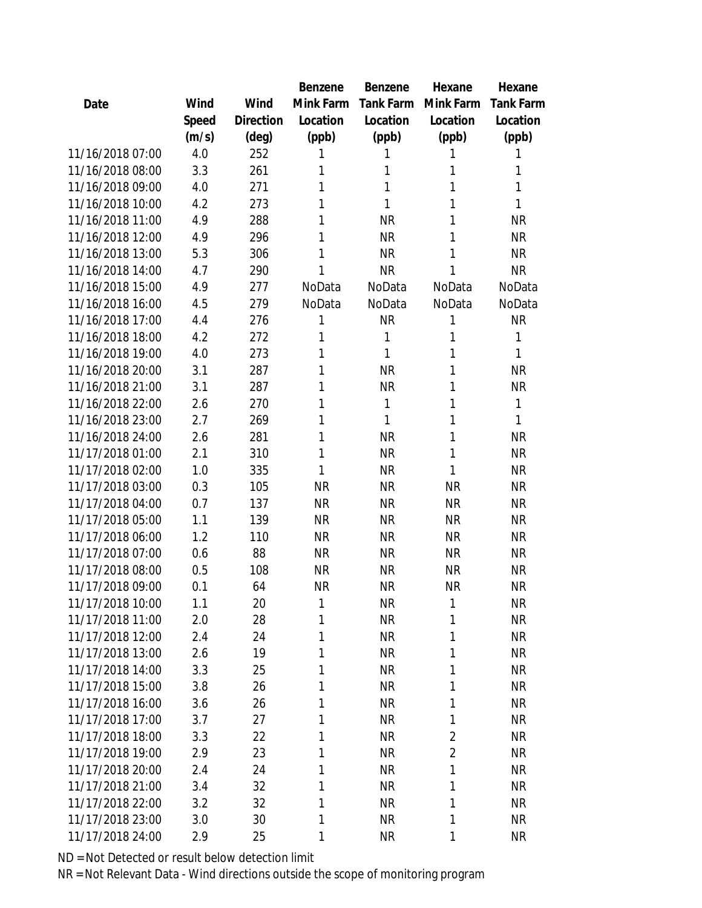| Date | Wind Speed (m/s) | Wind Direction (deg) | Benzene Mink Farm Location (ppb) | Benzene Tank Farm Location (ppb) | Hexane Mink Farm Location (ppb) | Hexane Tank Farm Location (ppb) |
|---|---|---|---|---|---|---|
| 11/16/2018 07:00 | 4.0 | 252 | 1 | 1 | 1 | 1 |
| 11/16/2018 08:00 | 3.3 | 261 | 1 | 1 | 1 | 1 |
| 11/16/2018 09:00 | 4.0 | 271 | 1 | 1 | 1 | 1 |
| 11/16/2018 10:00 | 4.2 | 273 | 1 | 1 | 1 | 1 |
| 11/16/2018 11:00 | 4.9 | 288 | 1 | NR | 1 | NR |
| 11/16/2018 12:00 | 4.9 | 296 | 1 | NR | 1 | NR |
| 11/16/2018 13:00 | 5.3 | 306 | 1 | NR | 1 | NR |
| 11/16/2018 14:00 | 4.7 | 290 | 1 | NR | 1 | NR |
| 11/16/2018 15:00 | 4.9 | 277 | NoData | NoData | NoData | NoData |
| 11/16/2018 16:00 | 4.5 | 279 | NoData | NoData | NoData | NoData |
| 11/16/2018 17:00 | 4.4 | 276 | 1 | NR | 1 | NR |
| 11/16/2018 18:00 | 4.2 | 272 | 1 | 1 | 1 | 1 |
| 11/16/2018 19:00 | 4.0 | 273 | 1 | 1 | 1 | 1 |
| 11/16/2018 20:00 | 3.1 | 287 | 1 | NR | 1 | NR |
| 11/16/2018 21:00 | 3.1 | 287 | 1 | NR | 1 | NR |
| 11/16/2018 22:00 | 2.6 | 270 | 1 | 1 | 1 | 1 |
| 11/16/2018 23:00 | 2.7 | 269 | 1 | 1 | 1 | 1 |
| 11/16/2018 24:00 | 2.6 | 281 | 1 | NR | 1 | NR |
| 11/17/2018 01:00 | 2.1 | 310 | 1 | NR | 1 | NR |
| 11/17/2018 02:00 | 1.0 | 335 | 1 | NR | 1 | NR |
| 11/17/2018 03:00 | 0.3 | 105 | NR | NR | NR | NR |
| 11/17/2018 04:00 | 0.7 | 137 | NR | NR | NR | NR |
| 11/17/2018 05:00 | 1.1 | 139 | NR | NR | NR | NR |
| 11/17/2018 06:00 | 1.2 | 110 | NR | NR | NR | NR |
| 11/17/2018 07:00 | 0.6 | 88 | NR | NR | NR | NR |
| 11/17/2018 08:00 | 0.5 | 108 | NR | NR | NR | NR |
| 11/17/2018 09:00 | 0.1 | 64 | NR | NR | NR | NR |
| 11/17/2018 10:00 | 1.1 | 20 | 1 | NR | 1 | NR |
| 11/17/2018 11:00 | 2.0 | 28 | 1 | NR | 1 | NR |
| 11/17/2018 12:00 | 2.4 | 24 | 1 | NR | 1 | NR |
| 11/17/2018 13:00 | 2.6 | 19 | 1 | NR | 1 | NR |
| 11/17/2018 14:00 | 3.3 | 25 | 1 | NR | 1 | NR |
| 11/17/2018 15:00 | 3.8 | 26 | 1 | NR | 1 | NR |
| 11/17/2018 16:00 | 3.6 | 26 | 1 | NR | 1 | NR |
| 11/17/2018 17:00 | 3.7 | 27 | 1 | NR | 1 | NR |
| 11/17/2018 18:00 | 3.3 | 22 | 1 | NR | 2 | NR |
| 11/17/2018 19:00 | 2.9 | 23 | 1 | NR | 2 | NR |
| 11/17/2018 20:00 | 2.4 | 24 | 1 | NR | 1 | NR |
| 11/17/2018 21:00 | 3.4 | 32 | 1 | NR | 1 | NR |
| 11/17/2018 22:00 | 3.2 | 32 | 1 | NR | 1 | NR |
| 11/17/2018 23:00 | 3.0 | 30 | 1 | NR | 1 | NR |
| 11/17/2018 24:00 | 2.9 | 25 | 1 | NR | 1 | NR |

ND = Not Detected or result below detection limit

NR = Not Relevant Data - Wind directions outside the scope of monitoring program